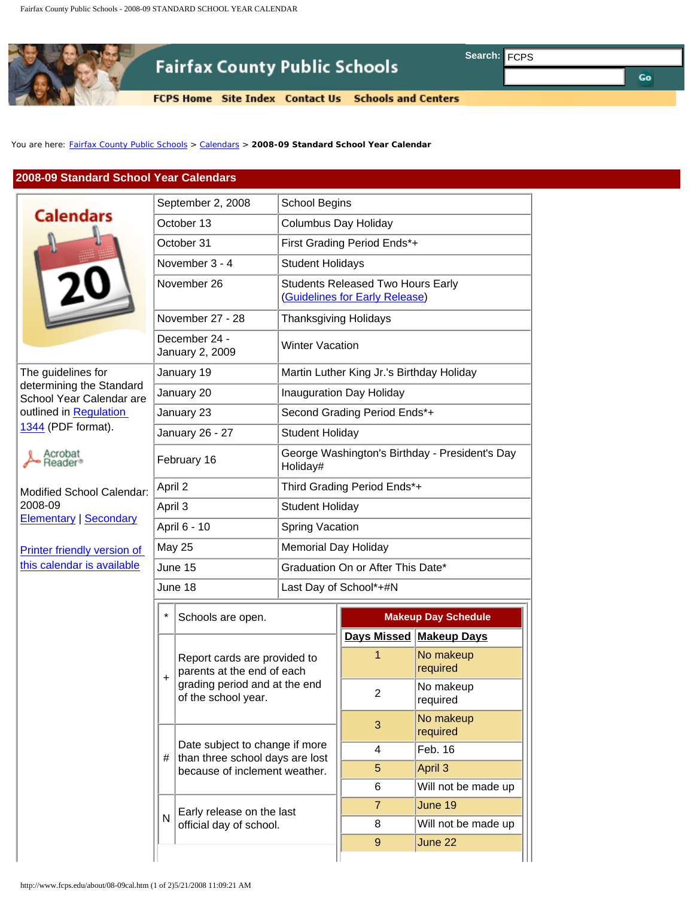Fairfax County Public Schools

Search: FCPS

FCPS Home | Site Index | Contact Us | Schools and Centers

You are here: Fairfax County Public Schools > Calendars > **2008-09 Standard School Year Calendar**

## 2008-09 Standard School Year Calendars

The guidelines for determining the Standard School Year Calendar are outlined in Regulation 1344 (PDF format).

Modified School Calendar: 2008-09 Elementary | Secondary

Printer friendly version of this calendar is available

| Date | Event |
|---|---|
| September 2, 2008 | School Begins |
| October 13 | Columbus Day Holiday |
| October 31 | First Grading Period Ends*+ |
| November 3 - 4 | Student Holidays |
| November 26 | Students Released Two Hours Early (Guidelines for Early Release) |
| November 27 - 28 | Thanksgiving Holidays |
| December 24 - January 2, 2009 | Winter Vacation |
| January 19 | Martin Luther King Jr.'s Birthday Holiday |
| January 20 | Inauguration Day Holiday |
| January 23 | Second Grading Period Ends*+ |
| January 26 - 27 | Student Holiday |
| February 16 | George Washington's Birthday - President's Day Holiday# |
| April 2 | Third Grading Period Ends*+ |
| April 3 | Student Holiday |
| April 6 - 10 | Spring Vacation |
| May 25 | Memorial Day Holiday |
| June 15 | Graduation On or After This Date* |
| June 18 | Last Day of School*+#N |

| Symbol | Meaning |
|---|---|
| * | Schools are open. |
| + | Report cards are provided to parents at the end of each grading period and at the end of the school year. |
| # | Date subject to change if more than three school days are lost because of inclement weather. |
| N | Early release on the last official day of school. |

**Makeup Day Schedule**

| Days Missed | Makeup Days |
|---|---|
| 1 | No makeup required |
| 2 | No makeup required |
| 3 | No makeup required |
| 4 | Feb. 16 |
| 5 | April 3 |
| 6 | Will not be made up |
| 7 | June 19 |
| 8 | Will not be made up |
| 9 | June 22 |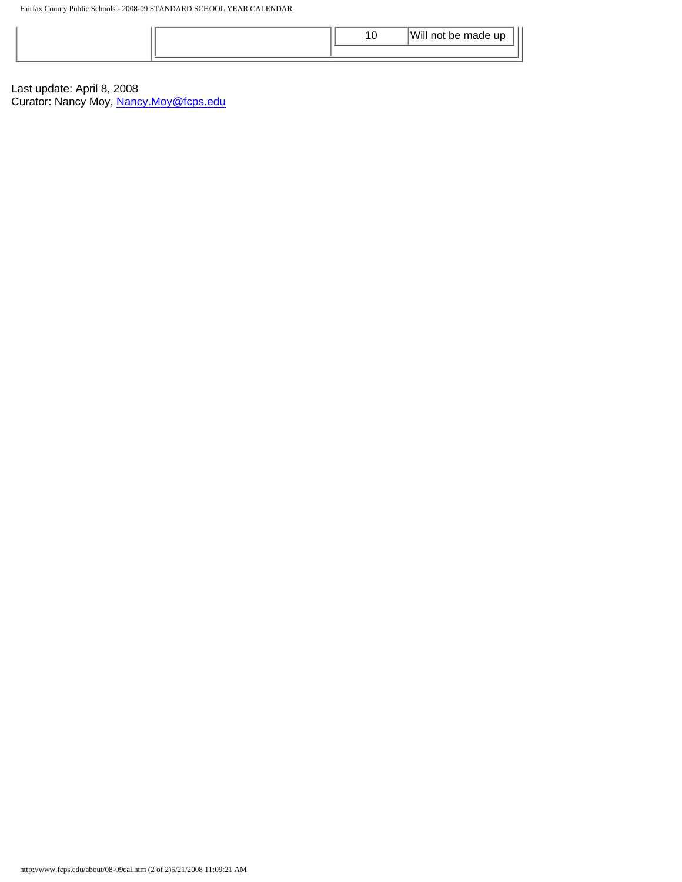| | | | |
|---|---|---|---|
| | | 10 | Will not be made up |

Last update: April 8, 2008
Curator: Nancy Moy, Nancy.Moy@fcps.edu